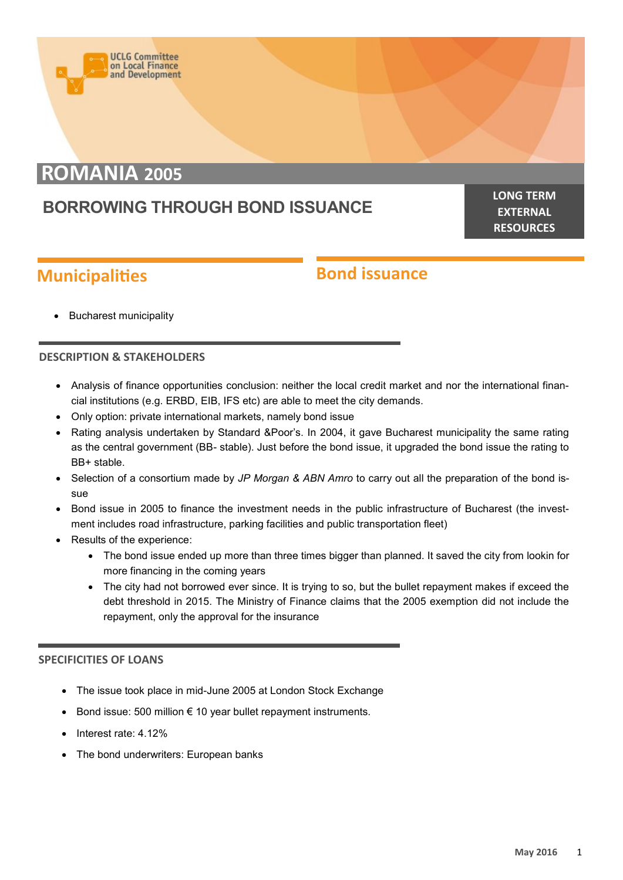UCLG Committee on Local Finance and Development

# ROMANIA 2005

## BORROWING THROUGH BOND ISSUANCE

**LONG TERM EXTERNAL RESOURCES**

## Municipalities

- Bucharest municipality

## Bond issuance

### DESCRIPTION & STAKEHOLDERS

- Analysis of finance opportunities conclusion: neither the local credit market and nor the international financial institutions (e.g. ERBD, EIB, IFS etc) are able to meet the city demands.
- Only option: private international markets, namely bond issue
- Rating analysis undertaken by Standard &Poor's. In 2004, it gave Bucharest municipality the same rating as the central government (BB- stable). Just before the bond issue, it upgraded the bond issue the rating to BB+ stable.
- Selection of a consortium made by *JP Morgan & ABN Amro* to carry out all the preparation of the bond issue
- Bond issue in 2005 to finance the investment needs in the public infrastructure of Bucharest (the investment includes road infrastructure, parking facilities and public transportation fleet)
- Results of the experience:
  - The bond issue ended up more than three times bigger than planned. It saved the city from lookin for more financing in the coming years
  - The city had not borrowed ever since. It is trying to so, but the bullet repayment makes if exceed the debt threshold in 2015. The Ministry of Finance claims that the 2005 exemption did not include the repayment, only the approval for the insurance

### SPECIFICITIES OF LOANS

- The issue took place in mid-June 2005 at London Stock Exchange
- Bond issue: 500 million € 10 year bullet repayment instruments.
- Interest rate: 4.12%
- The bond underwriters: European banks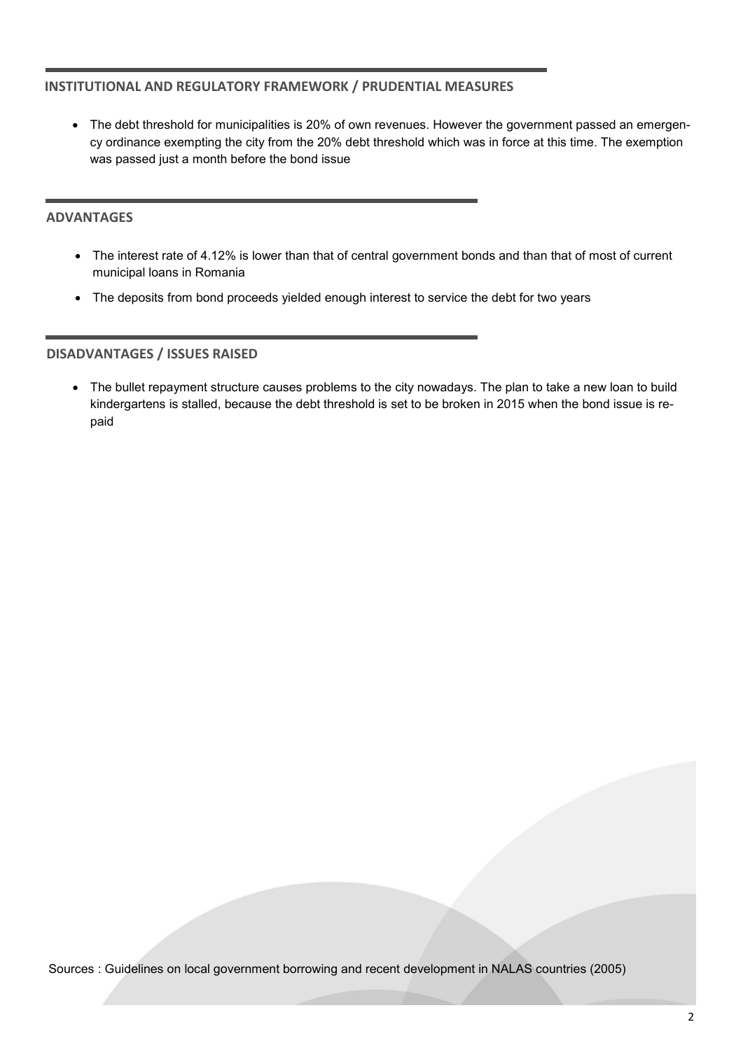## INSTITUTIONAL AND REGULATORY FRAMEWORK / PRUDENTIAL MEASURES

- The debt threshold for municipalities is 20% of own revenues. However the government passed an emergency ordinance exempting the city from the 20% debt threshold which was in force at this time. The exemption was passed just a month before the bond issue

## ADVANTAGES

- The interest rate of 4.12% is lower than that of central government bonds and than that of most of current municipal loans in Romania
- The deposits from bond proceeds yielded enough interest to service the debt for two years

## DISADVANTAGES / ISSUES RAISED

- The bullet repayment structure causes problems to the city nowadays. The plan to take a new loan to build kindergartens is stalled, because the debt threshold is set to be broken in 2015 when the bond issue is repaid

Sources : Guidelines on local government borrowing and recent development in NALAS countries (2005)